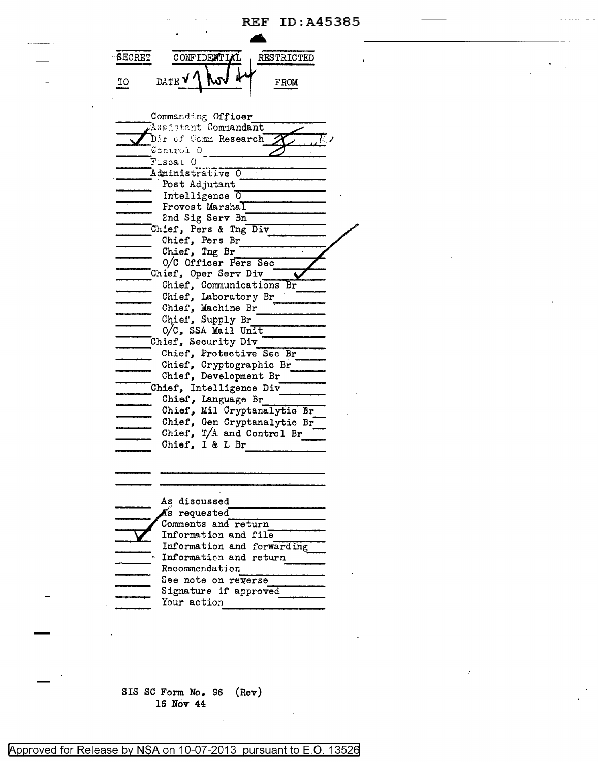REF ID:A45385

SECRET | CONFIDENTIAL | RESTRICTED

TO | DATE 1 Nov 44 | FROM

- Commanding Officer
- Assistant Commandant
- ✓ Dir of Comm Research
- Control O
- Fiscal O
- Administrative O
  - Post Adjutant
  - Intelligence O
  - Provost Marshal
  - 2nd Sig Serv Bn
- Chief, Pers & Tng Div
  - Chief, Pers Br
  - Chief, Tng Br
  - O/C Officer Pers Sec
- Chief, Oper Serv Div
  - Chief, Communications Br
  - Chief, Laboratory Br
  - Chief, Machine Br
  - Chief, Supply Br
  - O/C, SSA Mail Unit
- Chief, Security Div
  - Chief, Protective Sec Br
  - Chief, Cryptographic Br
  - Chief, Development Br
- Chief, Intelligence Div
  - Chief, Language Br
  - Chief, Mil Cryptanalytic Br
  - Chief, Gen Cryptanalytic Br
  - Chief, T/A and Control Br
  - Chief, I & L Br

---

- As discussed
- As requested
- Comments and return
- ✓ Information and file
- Information and forwarding
- Information and return
- Recommendation
- See note on reverse
- Signature if approved
- Your action

SIS SC Form No. 96 (Rev)
16 Nov 44

Approved for Release by NSA on 10-07-2013 pursuant to E.O. 13526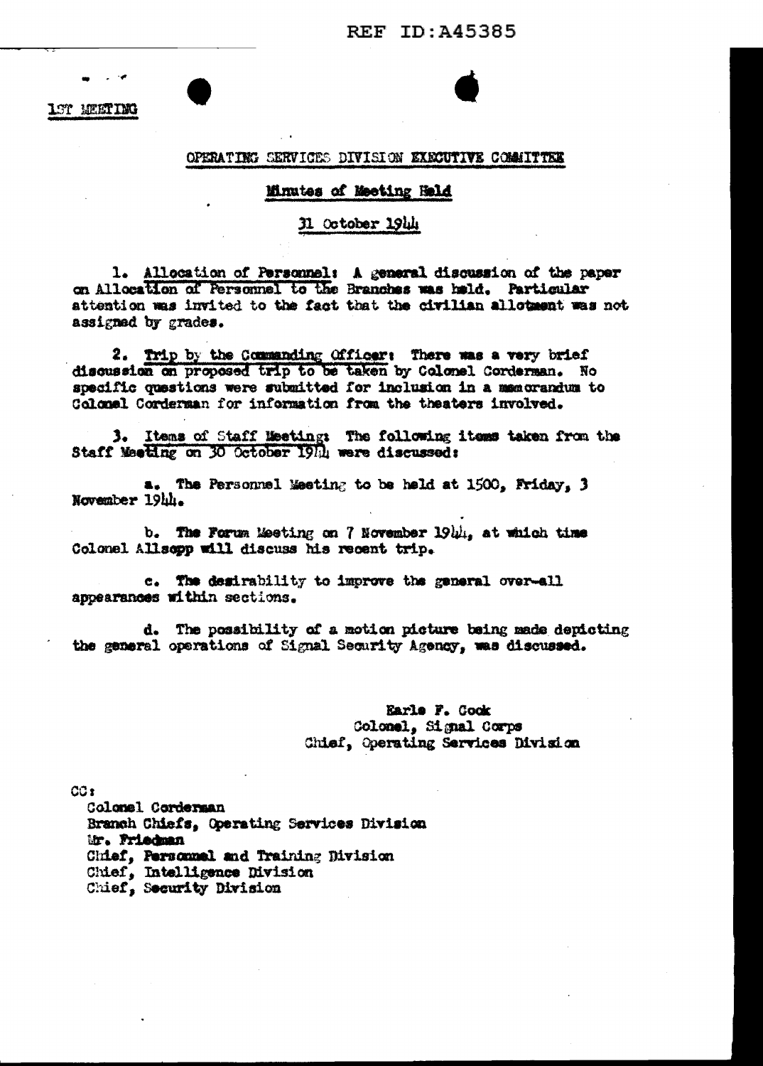REF ID:A45385

1ST MEETING

## OPERATING SERVICES DIVISION EXECUTIVE COMMITTEE

### Minutes of Meeting Held

### 31 October 1944

1. Allocation of Personnel: A general discussion of the paper on Allocation of Personnel to the Branches was held. Particular attention was invited to the fact that the civilian allotment was not assigned by grades.

2. Trip by the Commanding Officer: There was a very brief discussion on proposed trip to be taken by Colonel Corderman. No specific questions were submitted for inclusion in a memorandum to Colonel Corderman for information from the theaters involved.

3. Items of Staff Meeting: The following items taken from the Staff Meeting on 30 October 1944 were discussed:

   a. The Personnel Meeting to be held at 1500, Friday, 3 November 1944.

   b. The Forum Meeting on 7 November 1944, at which time Colonel Allsopp will discuss his recent trip.

   c. The desirability to improve the general over-all appearances within sections.

   d. The possibility of a motion picture being made depicting the general operations of Signal Security Agency, was discussed.

Earle F. Cook
Colonel, Signal Corps
Chief, Operating Services Division

CC:
Colonel Corderman
Branch Chiefs, Operating Services Division
Mr. Friedman
Chief, Personnel and Training Division
Chief, Intelligence Division
Chief, Security Division